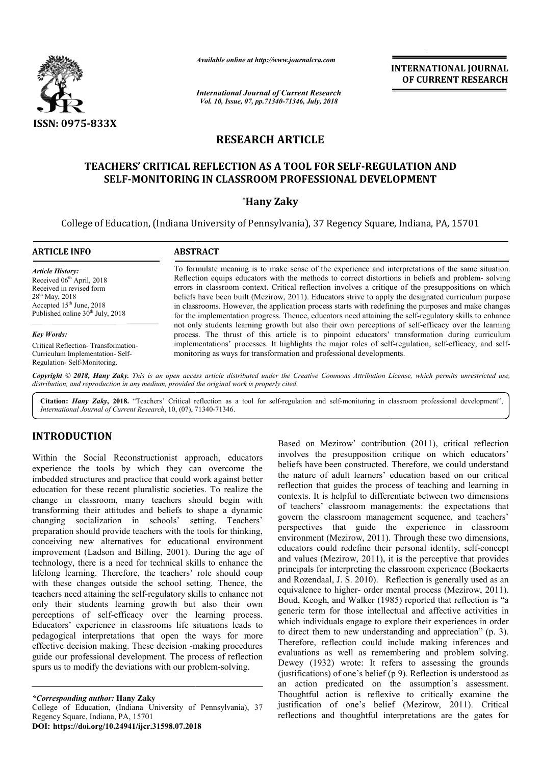ISSN: 0975-833X

*Available online at http://www.journalcra.com*

*International Journal of Current Research*
*Vol. 10, Issue, 07, pp.71340-71346, July, 2018*

**INTERNATIONAL JOURNAL OF CURRENT RESEARCH**

## RESEARCH ARTICLE

# TEACHERS' CRITICAL REFLECTION AS A TOOL FOR SELF-REGULATION AND SELF-MONITORING IN CLASSROOM PROFESSIONAL DEVELOPMENT

**\*Hany Zaky**

College of Education, (Indiana University of Pennsylvania), 37 Regency Square, Indiana, PA, 15701

**ARTICLE INFO**

*Article History:*
Received 06th April, 2018
Received in revised form 28th May, 2018
Accepted 15th June, 2018
Published online 30th July, 2018

*Key Words:*
Critical Reflection- Transformation- Curriculum Implementation- Self-Regulation- Self-Monitoring.

**ABSTRACT**

To formulate meaning is to make sense of the experience and interpretations of the same situation. Reflection equips educators with the methods to correct distortions in beliefs and problem- solving errors in classroom context. Critical reflection involves a critique of the presuppositions on which beliefs have been built (Mezirow, 2011). Educators strive to apply the designated curriculum purpose in classrooms. However, the application process starts with redefining the purposes and make changes for the implementation progress. Thence, educators need attaining the self-regulatory skills to enhance not only students learning growth but also their own perceptions of self-efficacy over the learning process. The thrust of this article is to pinpoint educators' transformation during curriculum implementations' processes. It highlights the major roles of self-regulation, self-efficacy, and self-monitoring as ways for transformation and professional developments.

*Copyright © 2018, Hany Zaky. This is an open access article distributed under the Creative Commons Attribution License, which permits unrestricted use, distribution, and reproduction in any medium, provided the original work is properly cited.*

**Citation:** *Hany Zaky*, **2018.** "Teachers' Critical reflection as a tool for self-regulation and self-monitoring in classroom professional development", *International Journal of Current Research*, 10, (07), 71340-71346.

## INTRODUCTION

Within the Social Reconstructionist approach, educators experience the tools by which they can overcome the imbedded structures and practice that could work against better education for these recent pluralistic societies. To realize the change in classroom, many teachers should begin with transforming their attitudes and beliefs to shape a dynamic changing socialization in schools' setting. Teachers' preparation should provide teachers with the tools for thinking, conceiving new alternatives for educational environment improvement (Ladson and Billing, 2001). During the age of technology, there is a need for technical skills to enhance the lifelong learning. Therefore, the teachers' role should coup with these changes outside the school setting. Thence, the teachers need attaining the self-regulatory skills to enhance not only their students learning growth but also their own perceptions of self-efficacy over the learning process. Educators' experience in classrooms life situations leads to pedagogical interpretations that open the ways for more effective decision making. These decision -making procedures guide our professional development. The process of reflection spurs us to modify the deviations with our problem-solving.

Based on Mezirow' contribution (2011), critical reflection involves the presupposition critique on which educators' beliefs have been constructed. Therefore, we could understand the nature of adult learners' education based on our critical reflection that guides the process of teaching and learning in contexts. It is helpful to differentiate between two dimensions of teachers' classroom managements: the expectations that govern the classroom management sequence, and teachers' perspectives that guide the experience in classroom environment (Mezirow, 2011). Through these two dimensions, educators could redefine their personal identity, self-concept and values (Mezirow, 2011), it is the perceptive that provides principals for interpreting the classroom experience (Boekaerts and Rozendaal, J. S. 2010). Reflection is generally used as an equivalence to higher- order mental process (Mezirow, 2011). Boud, Keogh, and Walker (1985) reported that reflection is "a generic term for those intellectual and affective activities in which individuals engage to explore their experiences in order to direct them to new understanding and appreciation" (p. 3). Therefore, reflection could include making inferences and evaluations as well as remembering and problem solving. Dewey (1932) wrote: It refers to assessing the grounds (justifications) of one's belief (p 9). Reflection is understood as an action predicated on the assumption's assessment. Thoughtful action is reflexive to critically examine the justification of one's belief (Mezirow, 2011). Critical reflections and thoughtful interpretations are the gates for

*\*Corresponding author:* **Hany Zaky**
College of Education, (Indiana University of Pennsylvania), 37 Regency Square, Indiana, PA, 15701
**DOI: https://doi.org/10.24941/ijcr.31598.07.2018**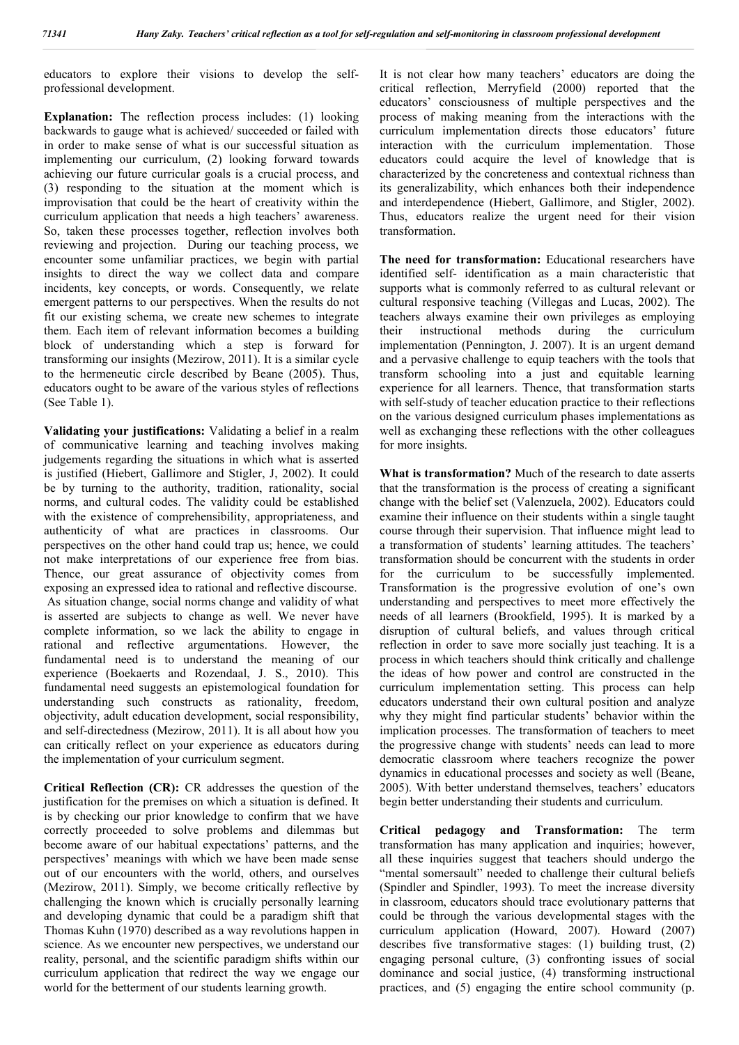educators to explore their visions to develop the self-professional development.

**Explanation:** The reflection process includes: (1) looking backwards to gauge what is achieved/ succeeded or failed with in order to make sense of what is our successful situation as implementing our curriculum, (2) looking forward towards achieving our future curricular goals is a crucial process, and (3) responding to the situation at the moment which is improvisation that could be the heart of creativity within the curriculum application that needs a high teachers' awareness. So, taken these processes together, reflection involves both reviewing and projection. During our teaching process, we encounter some unfamiliar practices, we begin with partial insights to direct the way we collect data and compare incidents, key concepts, or words. Consequently, we relate emergent patterns to our perspectives. When the results do not fit our existing schema, we create new schemes to integrate them. Each item of relevant information becomes a building block of understanding which a step is forward for transforming our insights (Mezirow, 2011). It is a similar cycle to the hermeneutic circle described by Beane (2005). Thus, educators ought to be aware of the various styles of reflections (See Table 1).

**Validating your justifications:** Validating a belief in a realm of communicative learning and teaching involves making judgements regarding the situations in which what is asserted is justified (Hiebert, Gallimore and Stigler, J, 2002). It could be by turning to the authority, tradition, rationality, social norms, and cultural codes. The validity could be established with the existence of comprehensibility, appropriateness, and authenticity of what are practices in classrooms. Our perspectives on the other hand could trap us; hence, we could not make interpretations of our experience free from bias. Thence, our great assurance of objectivity comes from exposing an expressed idea to rational and reflective discourse. As situation change, social norms change and validity of what is asserted are subjects to change as well. We never have complete information, so we lack the ability to engage in rational and reflective argumentations. However, the fundamental need is to understand the meaning of our experience (Boekaerts and Rozendaal, J. S., 2010). This fundamental need suggests an epistemological foundation for understanding such constructs as rationality, freedom, objectivity, adult education development, social responsibility, and self-directedness (Mezirow, 2011). It is all about how you can critically reflect on your experience as educators during the implementation of your curriculum segment.

**Critical Reflection (CR):** CR addresses the question of the justification for the premises on which a situation is defined. It is by checking our prior knowledge to confirm that we have correctly proceeded to solve problems and dilemmas but become aware of our habitual expectations' patterns, and the perspectives' meanings with which we have been made sense out of our encounters with the world, others, and ourselves (Mezirow, 2011). Simply, we become critically reflective by challenging the known which is crucially personally learning and developing dynamic that could be a paradigm shift that Thomas Kuhn (1970) described as a way revolutions happen in science. As we encounter new perspectives, we understand our reality, personal, and the scientific paradigm shifts within our curriculum application that redirect the way we engage our world for the betterment of our students learning growth.

It is not clear how many teachers' educators are doing the critical reflection, Merryfield (2000) reported that the educators' consciousness of multiple perspectives and the process of making meaning from the interactions with the curriculum implementation directs those educators' future interaction with the curriculum implementation. Those educators could acquire the level of knowledge that is characterized by the concreteness and contextual richness than its generalizability, which enhances both their independence and interdependence (Hiebert, Gallimore, and Stigler, 2002). Thus, educators realize the urgent need for their vision transformation.

**The need for transformation:** Educational researchers have identified self- identification as a main characteristic that supports what is commonly referred to as cultural relevant or cultural responsive teaching (Villegas and Lucas, 2002). The teachers always examine their own privileges as employing their instructional methods during the curriculum implementation (Pennington, J. 2007). It is an urgent demand and a pervasive challenge to equip teachers with the tools that transform schooling into a just and equitable learning experience for all learners. Thence, that transformation starts with self-study of teacher education practice to their reflections on the various designed curriculum phases implementations as well as exchanging these reflections with the other colleagues for more insights.

**What is transformation?** Much of the research to date asserts that the transformation is the process of creating a significant change with the belief set (Valenzuela, 2002). Educators could examine their influence on their students within a single taught course through their supervision. That influence might lead to a transformation of students' learning attitudes. The teachers' transformation should be concurrent with the students in order for the curriculum to be successfully implemented. Transformation is the progressive evolution of one's own understanding and perspectives to meet more effectively the needs of all learners (Brookfield, 1995). It is marked by a disruption of cultural beliefs, and values through critical reflection in order to save more socially just teaching. It is a process in which teachers should think critically and challenge the ideas of how power and control are constructed in the curriculum implementation setting. This process can help educators understand their own cultural position and analyze why they might find particular students' behavior within the implication processes. The transformation of teachers to meet the progressive change with students' needs can lead to more democratic classroom where teachers recognize the power dynamics in educational processes and society as well (Beane, 2005). With better understand themselves, teachers' educators begin better understanding their students and curriculum.

**Critical pedagogy and Transformation:** The term transformation has many application and inquiries; however, all these inquiries suggest that teachers should undergo the "mental somersault" needed to challenge their cultural beliefs (Spindler and Spindler, 1993). To meet the increase diversity in classroom, educators should trace evolutionary patterns that could be through the various developmental stages with the curriculum application (Howard, 2007). Howard (2007) describes five transformative stages: (1) building trust, (2) engaging personal culture, (3) confronting issues of social dominance and social justice, (4) transforming instructional practices, and (5) engaging the entire school community (p.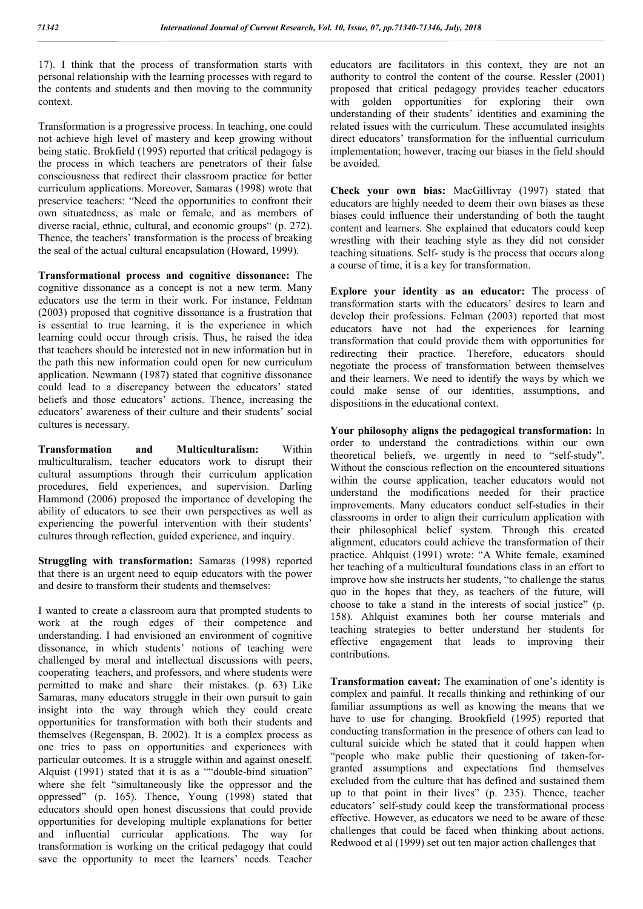17). I think that the process of transformation starts with personal relationship with the learning processes with regard to the contents and students and then moving to the community context.

Transformation is a progressive process. In teaching, one could not achieve high level of mastery and keep growing without being static. Brokfield (1995) reported that critical pedagogy is the process in which teachers are penetrators of their false consciousness that redirect their classroom practice for better curriculum applications. Moreover, Samaras (1998) wrote that preservice teachers: "Need the opportunities to confront their own situatedness, as male or female, and as members of diverse racial, ethnic, cultural, and economic groups" (p. 272). Thence, the teachers' transformation is the process of breaking the seal of the actual cultural encapsulation (Howard, 1999).

**Transformational process and cognitive dissonance:** The cognitive dissonance as a concept is not a new term. Many educators use the term in their work. For instance, Feldman (2003) proposed that cognitive dissonance is a frustration which is essential to true learning, it is the experience in which learning could occur through crisis. Thus, he raised the idea that teachers should be interested not in new information but in the path this new information could open for new curriculum application. Newmann (1987) stated that cognitive dissonance could lead to a discrepancy between the educators' stated beliefs and those educators' actions. Thence, increasing the educators' awareness of their culture and their students' social cultures is necessary.

**Transformation and Multiculturalism:** Within multiculturalism, teacher educators work to disrupt their cultural assumptions through their curriculum application procedures, field experiences, and supervision. Darling Hammond (2006) proposed the importance of developing the ability of educators to see their own perspectives as well as experiencing the powerful intervention with their students' cultures through reflection, guided experience, and inquiry.

**Struggling with transformation:** Samaras (1998) reported that there is an urgent need to equip educators with the power and desire to transform their students and themselves:

I wanted to create a classroom aura that prompted students to work at the rough edges of their competence and understanding. I had envisioned an environment of cognitive dissonance, in which students' notions of teaching were challenged by moral and intellectual discussions with peers, cooperating teachers, and professors, and where students were permitted to make and share their mistakes. (p. 63) Like Samaras, many educators struggle in their own pursuit to gain insight into the way through which they could create opportunities for transformation with both their students and themselves (Regenspan, B. 2002). It is a complex process as one tries to pass on opportunities and experiences with particular outcomes. It is a struggle within and against oneself. Alquist (1991) stated that it is as a ""double-bind situation" where she felt "simultaneously like the oppressor and the oppressed" (p. 165). Thence, Young (1998) stated that educators should open honest discussions that could provide opportunities for developing multiple explanations for better and influential curricular applications. The way for transformation is working on the critical pedagogy that could save the opportunity to meet the learners' needs. Teacher educators are facilitators in this context, they are not an authority to control the content of the course. Ressler (2001) proposed that critical pedagogy provides teacher educators with golden opportunities for exploring their own understanding of their students' identities and examining the related issues with the curriculum. These accumulated insights direct educators' transformation for the influential curriculum implementation; however, tracing our biases in the field should be avoided.

**Check your own bias:** MacGillivray (1997) stated that educators are highly needed to deem their own biases as these biases could influence their understanding of both the taught content and learners. She explained that educators could keep wrestling with their teaching style as they did not consider teaching situations. Self- study is the process that occurs along a course of time, it is a key for transformation.

**Explore your identity as an educator:** The process of transformation starts with the educators' desires to learn and develop their professions. Felman (2003) reported that most educators have not had the experiences for learning transformation that could provide them with opportunities for redirecting their practice. Therefore, educators should negotiate the process of transformation between themselves and their learners. We need to identify the ways by which we could make sense of our identities, assumptions, and dispositions in the educational context.

**Your philosophy aligns the pedagogical transformation:** In order to understand the contradictions within our own theoretical beliefs, we urgently in need to "self-study". Without the conscious reflection on the encountered situations within the course application, teacher educators would not understand the modifications needed for their practice improvements. Many educators conduct self-studies in their classrooms in order to align their curriculum application with their philosophical belief system. Through this created alignment, educators could achieve the transformation of their practice. Ahlquist (1991) wrote: "A White female, examined her teaching of a multicultural foundations class in an effort to improve how she instructs her students, "to challenge the status quo in the hopes that they, as teachers of the future, will choose to take a stand in the interests of social justice" (p. 158). Ahlquist examines both her course materials and teaching strategies to better understand her students for effective engagement that leads to improving their contributions.

**Transformation caveat:** The examination of one's identity is complex and painful. It recalls thinking and rethinking of our familiar assumptions as well as knowing the means that we have to use for changing. Brookfield (1995) reported that conducting transformation in the presence of others can lead to cultural suicide which he stated that it could happen when "people who make public their questioning of taken-for-granted assumptions and expectations find themselves excluded from the culture that has defined and sustained them up to that point in their lives" (p. 235). Thence, teacher educators' self-study could keep the transformational process effective. However, as educators we need to be aware of these challenges that could be faced when thinking about actions. Redwood et al (1999) set out ten major action challenges that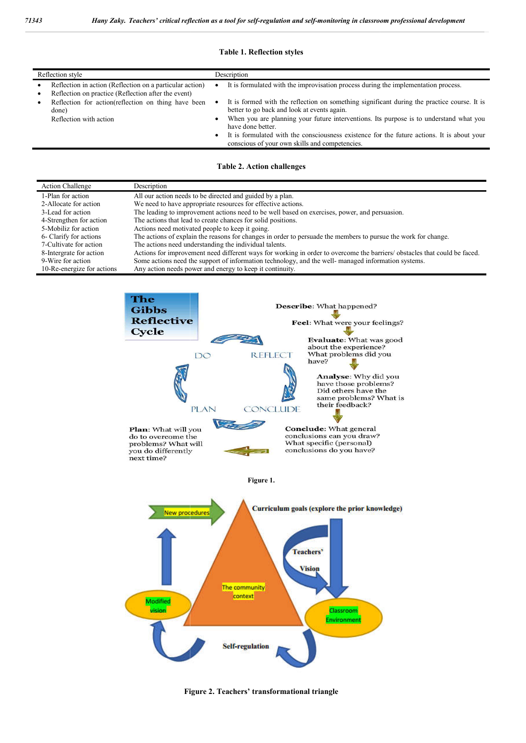**Table 1. Reflection styles**

| Reflection style | Description |
|---|---|
| • Reflection in action (Reflection on a particular action)<br>• Reflection on practice (Reflection after the event)<br>• Reflection for action(reflection on thing have been done)<br>Reflection with action | • It is formulated with the improvisation process during the implementation process.<br>• It is formed with the reflection on something significant during the practice course. It is better to go back and look at events again.<br>• When you are planning your future interventions. Its purpose is to understand what you have done better.<br>• It is formulated with the consciousness existence for the future actions. It is about your conscious of your own skills and competencies. |

**Table 2. Action challenges**

| Action Challenge | Description |
|---|---|
| 1-Plan for action | All our action needs to be directed and guided by a plan. |
| 2-Allocate for action | We need to have appropriate resources for effective actions. |
| 3-Lead for action | The leading to improvement actions need to be well based on exercises, power, and persuasion. |
| 4-Strengthen for action | The actions that lead to create chances for solid positions. |
| 5-Mobiliz for action | Actions need motivated people to keep it going. |
| 6- Clarify for actions | The actions of explain the reasons for changes in order to persuade the members to pursue the work for change. |
| 7-Cultivate for action | The actions need understanding the individual talents. |
| 8-Intergrate for action | Actions for improvement need different ways for working in order to overcome the barriers/ obstacles that could be faced. |
| 9-Wire for action | Some actions need the support of information technology, and the well- managed information systems. |
| 10-Re-energize for actions | Any action needs power and energy to keep it continuity. |

Figure 1.

Figure 2. Teachers' transformational triangle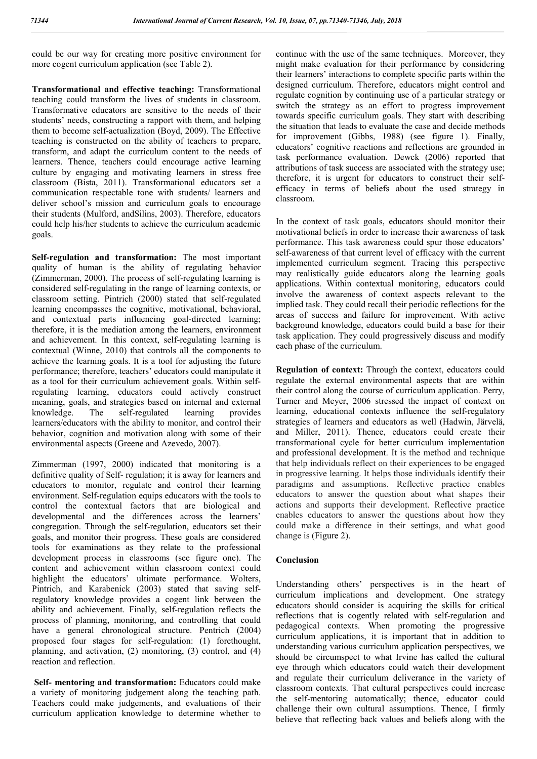could be our way for creating more positive environment for more cogent curriculum application (see Table 2).

**Transformational and effective teaching:** Transformational teaching could transform the lives of students in classroom. Transformative educators are sensitive to the needs of their students' needs, constructing a rapport with them, and helping them to become self-actualization (Boyd, 2009). The Effective teaching is constructed on the ability of teachers to prepare, transform, and adapt the curriculum content to the needs of learners. Thence, teachers could encourage active learning culture by engaging and motivating learners in stress free classroom (Bista, 2011). Transformational educators set a communication respectable tone with students/ learners and deliver school's mission and curriculum goals to encourage their students (Mulford, andSilins, 2003). Therefore, educators could help his/her students to achieve the curriculum academic goals.

**Self-regulation and transformation:** The most important quality of human is the ability of regulating behavior (Zimmerman, 2000). The process of self-regulating learning is considered self-regulating in the range of learning contexts, or classroom setting. Pintrich (2000) stated that self-regulated learning encompasses the cognitive, motivational, behavioral, and contextual parts influencing goal-directed learning; therefore, it is the mediation among the learners, environment and achievement. In this context, self-regulating learning is contextual (Winne, 2010) that controls all the components to achieve the learning goals. It is a tool for adjusting the future performance; therefore, teachers' educators could manipulate it as a tool for their curriculum achievement goals. Within self-regulating learning, educators could actively construct meaning, goals, and strategies based on internal and external knowledge. The self-regulated learning provides learners/educators with the ability to monitor, and control their behavior, cognition and motivation along with some of their environmental aspects (Greene and Azevedo, 2007).

Zimmerman (1997, 2000) indicated that monitoring is a definitive quality of Self- regulation; it is away for learners and educators to monitor, regulate and control their learning environment. Self-regulation equips educators with the tools to control the contextual factors that are biological and developmental and the differences across the learners' congregation. Through the self-regulation, educators set their goals, and monitor their progress. These goals are considered tools for examinations as they relate to the professional development process in classrooms (see figure one). The content and achievement within classroom context could highlight the educators' ultimate performance. Wolters, Pintrich, and Karabenick (2003) stated that saving self-regulatory knowledge provides a cogent link between the ability and achievement. Finally, self-regulation reflects the process of planning, monitoring, and controlling that could have a general chronological structure. Pentrich (2004) proposed four stages for self-regulation: (1) forethought, planning, and activation, (2) monitoring, (3) control, and (4) reaction and reflection.

**Self- mentoring and transformation:** Educators could make a variety of monitoring judgement along the teaching path. Teachers could make judgements, and evaluations of their curriculum application knowledge to determine whether to continue with the use of the same techniques. Moreover, they might make evaluation for their performance by considering their learners' interactions to complete specific parts within the designed curriculum. Therefore, educators might control and regulate cognition by continuing use of a particular strategy or switch the strategy as an effort to progress improvement towards specific curriculum goals. They start with describing the situation that leads to evaluate the case and decide methods for improvement (Gibbs, 1988) (see figure 1). Finally, educators' cognitive reactions and reflections are grounded in task performance evaluation. Dewck (2006) reported that attributions of task success are associated with the strategy use; therefore, it is urgent for educators to construct their self-efficacy in terms of beliefs about the used strategy in classroom.

In the context of task goals, educators should monitor their motivational beliefs in order to increase their awareness of task performance. This task awareness could spur those educators' self-awareness of that current level of efficacy with the current implemented curriculum segment. Tracing this perspective may realistically guide educators along the learning goals applications. Within contextual monitoring, educators could involve the awareness of context aspects relevant to the implied task. They could recall their periodic reflections for the areas of success and failure for improvement. With active background knowledge, educators could build a base for their task application. They could progressively discuss and modify each phase of the curriculum.

**Regulation of context:** Through the context, educators could regulate the external environmental aspects that are within their control along the course of curriculum application. Perry, Turner and Meyer, 2006 stressed the impact of context on learning, educational contexts influence the self-regulatory strategies of learners and educators as well (Hadwin, Järvelä, and Miller, 2011). Thence, educators could create their transformational cycle for better curriculum implementation and professional development. It is the method and technique that help individuals reflect on their experiences to be engaged in progressive learning. It helps those individuals identify their paradigms and assumptions. Reflective practice enables educators to answer the question about what shapes their actions and supports their development. Reflective practice enables educators to answer the questions about how they could make a difference in their settings, and what good change is (Figure 2).

## Conclusion

Understanding others' perspectives is in the heart of curriculum implications and development. One strategy educators should consider is acquiring the skills for critical reflections that is cogently related with self-regulation and pedagogical contexts. When promoting the progressive curriculum applications, it is important that in addition to understanding various curriculum application perspectives, we should be circumspect to what Irvine has called the cultural eye through which educators could watch their development and regulate their curriculum deliverance in the variety of classroom contexts. That cultural perspectives could increase the self-mentoring automatically; thence, educator could challenge their own cultural assumptions. Thence, I firmly believe that reflecting back values and beliefs along with the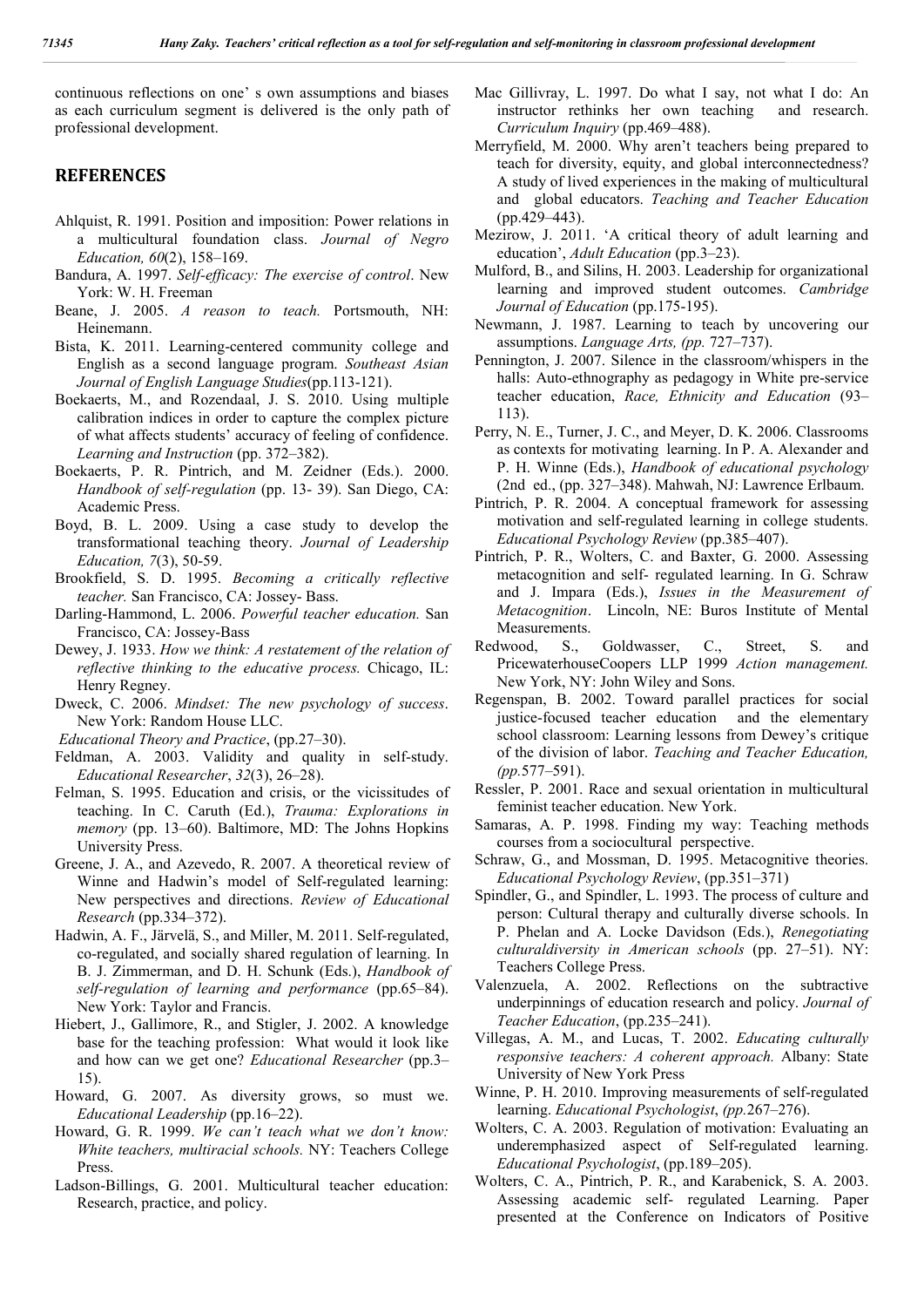continuous reflections on one' s own assumptions and biases as each curriculum segment is delivered is the only path of professional development.

## REFERENCES

Ahlquist, R. 1991. Position and imposition: Power relations in a multicultural foundation class. *Journal of Negro Education, 60*(2), 158–169.

Bandura, A. 1997. *Self-efficacy: The exercise of control*. New York: W. H. Freeman

Beane, J. 2005. *A reason to teach.* Portsmouth, NH: Heinemann.

Bista, K. 2011. Learning-centered community college and English as a second language program. *Southeast Asian Journal of English Language Studies*(pp.113-121).

Boekaerts, M., and Rozendaal, J. S. 2010. Using multiple calibration indices in order to capture the complex picture of what affects students' accuracy of feeling of confidence. *Learning and Instruction* (pp. 372–382).

Boekaerts, P. R. Pintrich, and M. Zeidner (Eds.). 2000. *Handbook of self-regulation* (pp. 13- 39). San Diego, CA: Academic Press.

Boyd, B. L. 2009. Using a case study to develop the transformational teaching theory. *Journal of Leadership Education, 7*(3), 50-59.

Brookfield, S. D. 1995. *Becoming a critically reflective teacher.* San Francisco, CA: Jossey- Bass.

Darling-Hammond, L. 2006. *Powerful teacher education.* San Francisco, CA: Jossey-Bass

Dewey, J. 1933. *How we think: A restatement of the relation of reflective thinking to the educative process.* Chicago, IL: Henry Regney.

Dweck, C. 2006. *Mindset: The new psychology of success*. New York: Random House LLC.

*Educational Theory and Practice*, (pp.27–30).

Feldman, A. 2003. Validity and quality in self-study. *Educational Researcher*, *32*(3), 26–28).

Felman, S. 1995. Education and crisis, or the vicissitudes of teaching. In C. Caruth (Ed.), *Trauma: Explorations in memory* (pp. 13–60). Baltimore, MD: The Johns Hopkins University Press.

Greene, J. A., and Azevedo, R. 2007. A theoretical review of Winne and Hadwin's model of Self-regulated learning: New perspectives and directions. *Review of Educational Research* (pp.334–372).

Hadwin, A. F., Järvelä, S., and Miller, M. 2011. Self-regulated, co-regulated, and socially shared regulation of learning. In B. J. Zimmerman, and D. H. Schunk (Eds.), *Handbook of self-regulation of learning and performance* (pp.65–84). New York: Taylor and Francis.

Hiebert, J., Gallimore, R., and Stigler, J. 2002. A knowledge base for the teaching profession: What would it look like and how can we get one? *Educational Researcher* (pp.3–15).

Howard, G. 2007. As diversity grows, so must we. *Educational Leadership* (pp.16–22).

Howard, G. R. 1999. *We can't teach what we don't know: White teachers, multiracial schools.* NY: Teachers College Press.

Ladson-Billings, G. 2001. Multicultural teacher education: Research, practice, and policy.

Mac Gillivray, L. 1997. Do what I say, not what I do: An instructor rethinks her own teaching and research. *Curriculum Inquiry* (pp.469–488).

Merryfield, M. 2000. Why aren't teachers being prepared to teach for diversity, equity, and global interconnectedness? A study of lived experiences in the making of multicultural and global educators. *Teaching and Teacher Education* (pp.429–443).

Mezirow, J. 2011. 'A critical theory of adult learning and education', *Adult Education* (pp.3–23).

Mulford, B., and Silins, H. 2003. Leadership for organizational learning and improved student outcomes. *Cambridge Journal of Education* (pp.175-195).

Newmann, J. 1987. Learning to teach by uncovering our assumptions. *Language Arts, (pp.* 727–737).

Pennington, J. 2007. Silence in the classroom/whispers in the halls: Auto-ethnography as pedagogy in White pre-service teacher education, *Race, Ethnicity and Education* (93–113).

Perry, N. E., Turner, J. C., and Meyer, D. K. 2006. Classrooms as contexts for motivating learning. In P. A. Alexander and P. H. Winne (Eds.), *Handbook of educational psychology* (2nd ed., (pp. 327–348). Mahwah, NJ: Lawrence Erlbaum.

Pintrich, P. R. 2004. A conceptual framework for assessing motivation and self-regulated learning in college students. *Educational Psychology Review* (pp.385–407).

Pintrich, P. R., Wolters, C. and Baxter, G. 2000. Assessing metacognition and self- regulated learning. In G. Schraw and J. Impara (Eds.), *Issues in the Measurement of Metacognition*. Lincoln, NE: Buros Institute of Mental Measurements.

Redwood, S., Goldwasser, C., Street, S. and PricewaterhouseCoopers LLP 1999 *Action management.* New York, NY: John Wiley and Sons.

Regenspan, B. 2002. Toward parallel practices for social justice-focused teacher education and the elementary school classroom: Learning lessons from Dewey's critique of the division of labor. *Teaching and Teacher Education, (pp.*577–591).

Ressler, P. 2001. Race and sexual orientation in multicultural feminist teacher education. New York.

Samaras, A. P. 1998. Finding my way: Teaching methods courses from a sociocultural perspective.

Schraw, G., and Mossman, D. 1995. Metacognitive theories. *Educational Psychology Review*, (pp.351–371)

Spindler, G., and Spindler, L. 1993. The process of culture and person: Cultural therapy and culturally diverse schools. In P. Phelan and A. Locke Davidson (Eds.), *Renegotiating culturaldiversity in American schools* (pp. 27–51). NY: Teachers College Press.

Valenzuela, A. 2002. Reflections on the subtractive underpinnings of education research and policy. *Journal of Teacher Education*, (pp.235–241).

Villegas, A. M., and Lucas, T. 2002. *Educating culturally responsive teachers: A coherent approach.* Albany: State University of New York Press

Winne, P. H. 2010. Improving measurements of self-regulated learning. *Educational Psychologist*, *(pp.*267–276).

Wolters, C. A. 2003. Regulation of motivation: Evaluating an underemphasized aspect of Self-regulated learning. *Educational Psychologist*, (pp.189–205).

Wolters, C. A., Pintrich, P. R., and Karabenick, S. A. 2003. Assessing academic self- regulated Learning. Paper presented at the Conference on Indicators of Positive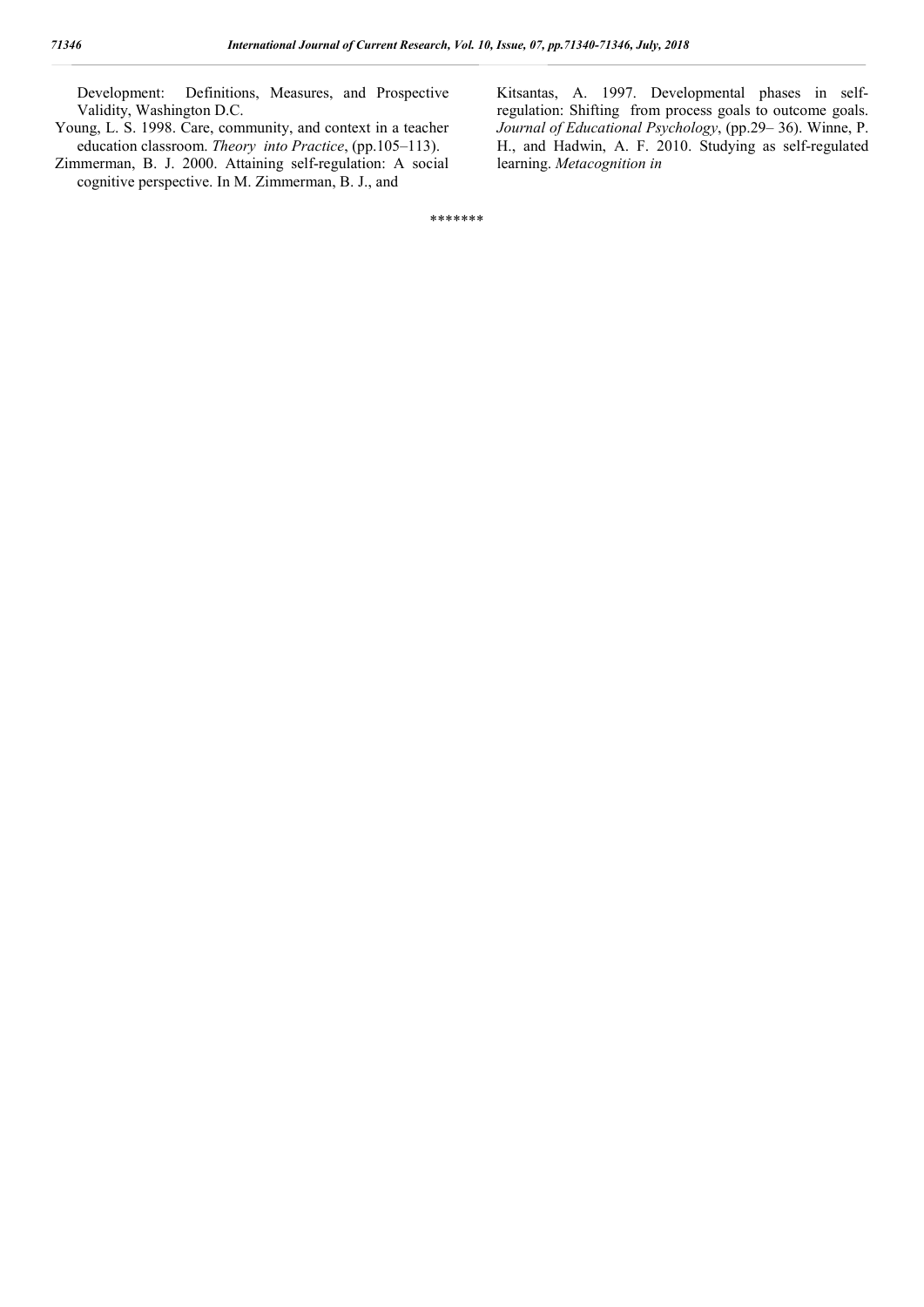Development: Definitions, Measures, and Prospective Validity, Washington D.C.

Young, L. S. 1998. Care, community, and context in a teacher education classroom. *Theory into Practice*, (pp.105–113).

Zimmerman, B. J. 2000. Attaining self-regulation: A social cognitive perspective. In M. Zimmerman, B. J., and Kitsantas, A. 1997. Developmental phases in self-regulation: Shifting from process goals to outcome goals. *Journal of Educational Psychology*, (pp.29– 36). Winne, P. H., and Hadwin, A. F. 2010. Studying as self-regulated learning. *Metacognition in*

*******